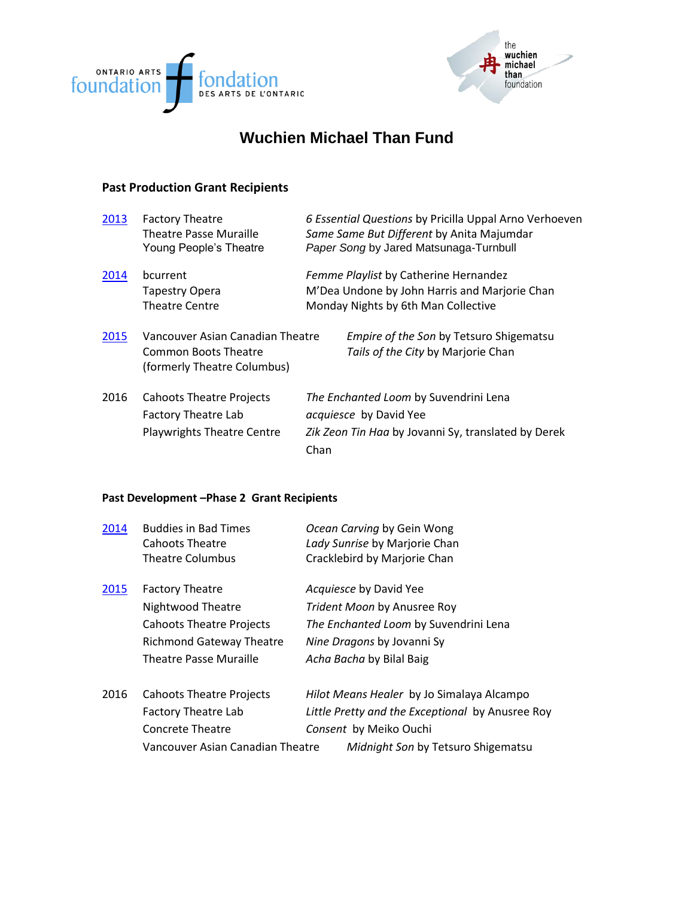# Wuchien Michael Than Fund

## Past Production Grant Recipients

| Year | Organization | Production |
|---|---|---|
| 2013 | Factory Theatre | *6 Essential Questions* by Pricilla Uppal Arno Verhoeven |
| | Theatre Passe Muraille | *Same Same But Different* by Anita Majumdar |
| | Young People's Theatre | *Paper Song* by Jared Matsunaga-Turnbull |
| 2014 | bcurrent | *Femme Playlist* by Catherine Hernandez |
| | Tapestry Opera | M'Dea Undone by John Harris and Marjorie Chan |
| | Theatre Centre | Monday Nights by 6th Man Collective |
| 2015 | Vancouver Asian Canadian Theatre | *Empire of the Son* by Tetsuro Shigematsu |
| | Common Boots Theatre (formerly Theatre Columbus) | *Tails of the City* by Marjorie Chan |
| 2016 | Cahoots Theatre Projects | *The Enchanted Loom* by Suvendrini Lena |
| | Factory Theatre Lab | *acquiesce* by David Yee |
| | Playwrights Theatre Centre | *Zik Zeon Tin Haa* by Jovanni Sy, translated by Derek Chan |

### Past Development –Phase 2 Grant Recipients

| Year | Organization | Production |
|---|---|---|
| 2014 | Buddies in Bad Times | *Ocean Carving* by Gein Wong |
| | Cahoots Theatre | *Lady Sunrise* by Marjorie Chan |
| | Theatre Columbus | Cracklebird by Marjorie Chan |
| 2015 | Factory Theatre | *Acquiesce* by David Yee |
| | Nightwood Theatre | *Trident Moon* by Anusree Roy |
| | Cahoots Theatre Projects | *The Enchanted Loom* by Suvendrini Lena |
| | Richmond Gateway Theatre | *Nine Dragons* by Jovanni Sy |
| | Theatre Passe Muraille | *Acha Bacha* by Bilal Baig |
| 2016 | Cahoots Theatre Projects | *Hilot Means Healer* by Jo Simalaya Alcampo |
| | Factory Theatre Lab | *Little Pretty and the Exceptional* by Anusree Roy |
| | Concrete Theatre | *Consent* by Meiko Ouchi |
| | Vancouver Asian Canadian Theatre | *Midnight Son* by Tetsuro Shigematsu |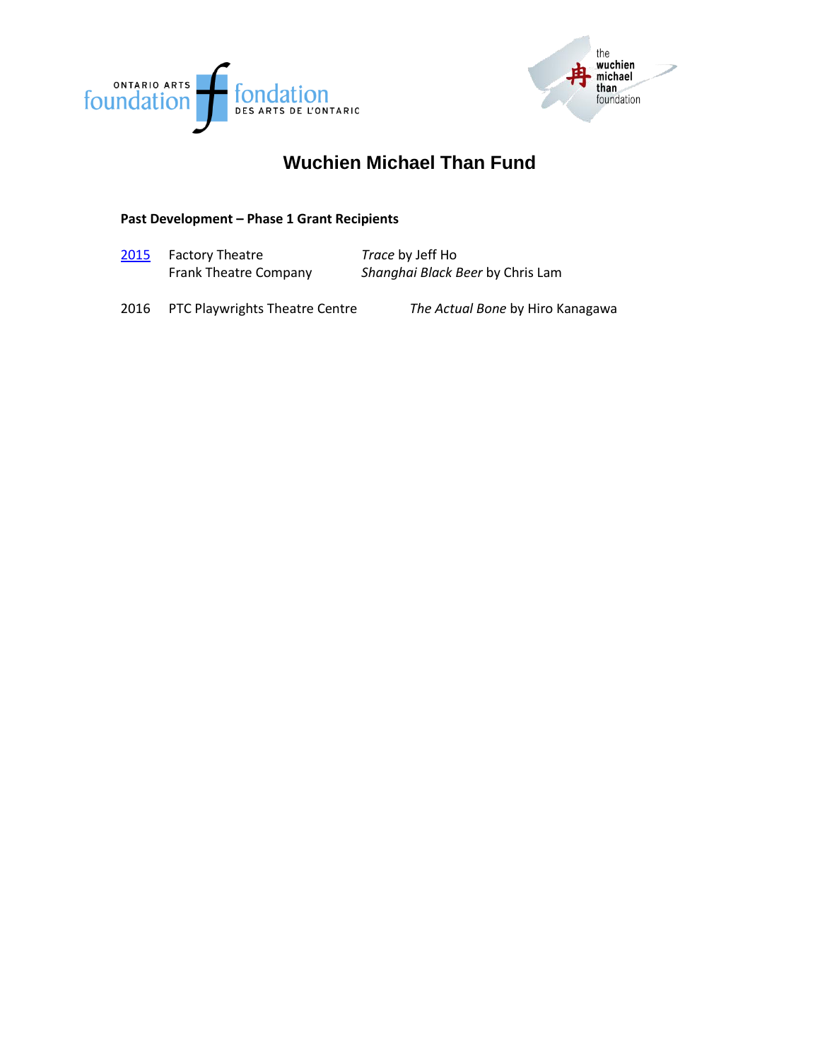# Wuchien Michael Than Fund

**Past Development – Phase 1 Grant Recipients**

| | | |
|---|---|---|
| 2015 | Factory Theatre | *Trace* by Jeff Ho |
| | Frank Theatre Company | *Shanghai Black Beer* by Chris Lam |
| 2016 | PTC Playwrights Theatre Centre | *The Actual Bone* by Hiro Kanagawa |